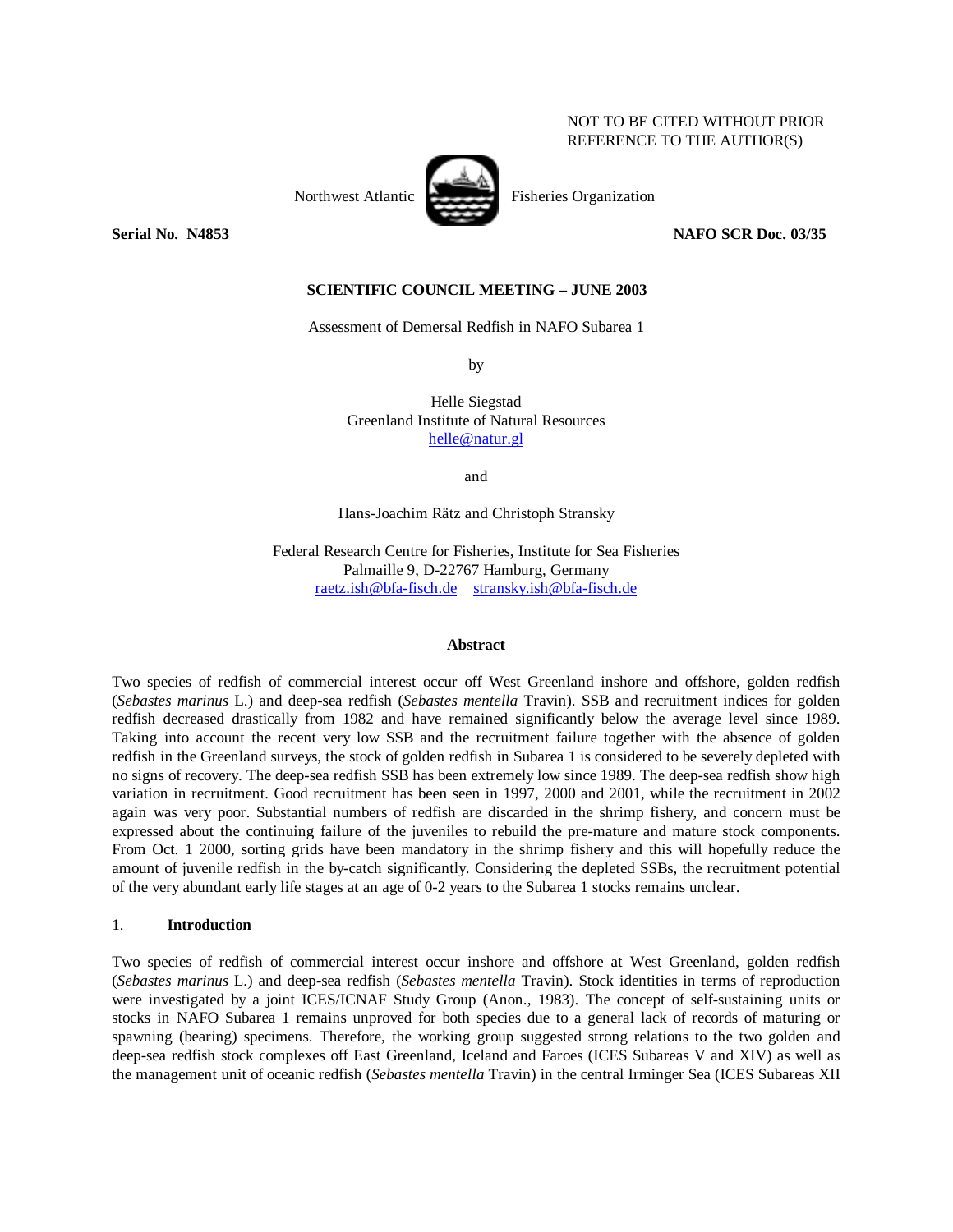NOT TO BE CITED WITHOUT PRIOR REFERENCE TO THE AUTHOR(S)

Northwest Atlantic Fisheries Organization

**Serial No. N4853** **NAFO SCR Doc. 03/35**

**SCIENTIFIC COUNCIL MEETING – JUNE 2003**

Assessment of Demersal Redfish in NAFO Subarea 1

by

Helle Siegstad
Greenland Institute of Natural Resources
helle@natur.gl

and

Hans-Joachim Rätz and Christoph Stransky

Federal Research Centre for Fisheries, Institute for Sea Fisheries
Palmaille 9, D-22767 Hamburg, Germany
raetz.ish@bfa-fisch.de stransky.ish@bfa-fisch.de

## Abstract

Two species of redfish of commercial interest occur off West Greenland inshore and offshore, golden redfish (*Sebastes marinus* L.) and deep-sea redfish (*Sebastes mentella* Travin). SSB and recruitment indices for golden redfish decreased drastically from 1982 and have remained significantly below the average level since 1989. Taking into account the recent very low SSB and the recruitment failure together with the absence of golden redfish in the Greenland surveys, the stock of golden redfish in Subarea 1 is considered to be severely depleted with no signs of recovery. The deep-sea redfish SSB has been extremely low since 1989. The deep-sea redfish show high variation in recruitment. Good recruitment has been seen in 1997, 2000 and 2001, while the recruitment in 2002 again was very poor. Substantial numbers of redfish are discarded in the shrimp fishery, and concern must be expressed about the continuing failure of the juveniles to rebuild the pre-mature and mature stock components. From Oct. 1 2000, sorting grids have been mandatory in the shrimp fishery and this will hopefully reduce the amount of juvenile redfish in the by-catch significantly. Considering the depleted SSBs, the recruitment potential of the very abundant early life stages at an age of 0-2 years to the Subarea 1 stocks remains unclear.

## 1. Introduction

Two species of redfish of commercial interest occur inshore and offshore at West Greenland, golden redfish (*Sebastes marinus* L.) and deep-sea redfish (*Sebastes mentella* Travin). Stock identities in terms of reproduction were investigated by a joint ICES/ICNAF Study Group (Anon., 1983). The concept of self-sustaining units or stocks in NAFO Subarea 1 remains unproved for both species due to a general lack of records of maturing or spawning (bearing) specimens. Therefore, the working group suggested strong relations to the two golden and deep-sea redfish stock complexes off East Greenland, Iceland and Faroes (ICES Subareas V and XIV) as well as the management unit of oceanic redfish (*Sebastes mentella* Travin) in the central Irminger Sea (ICES Subareas XII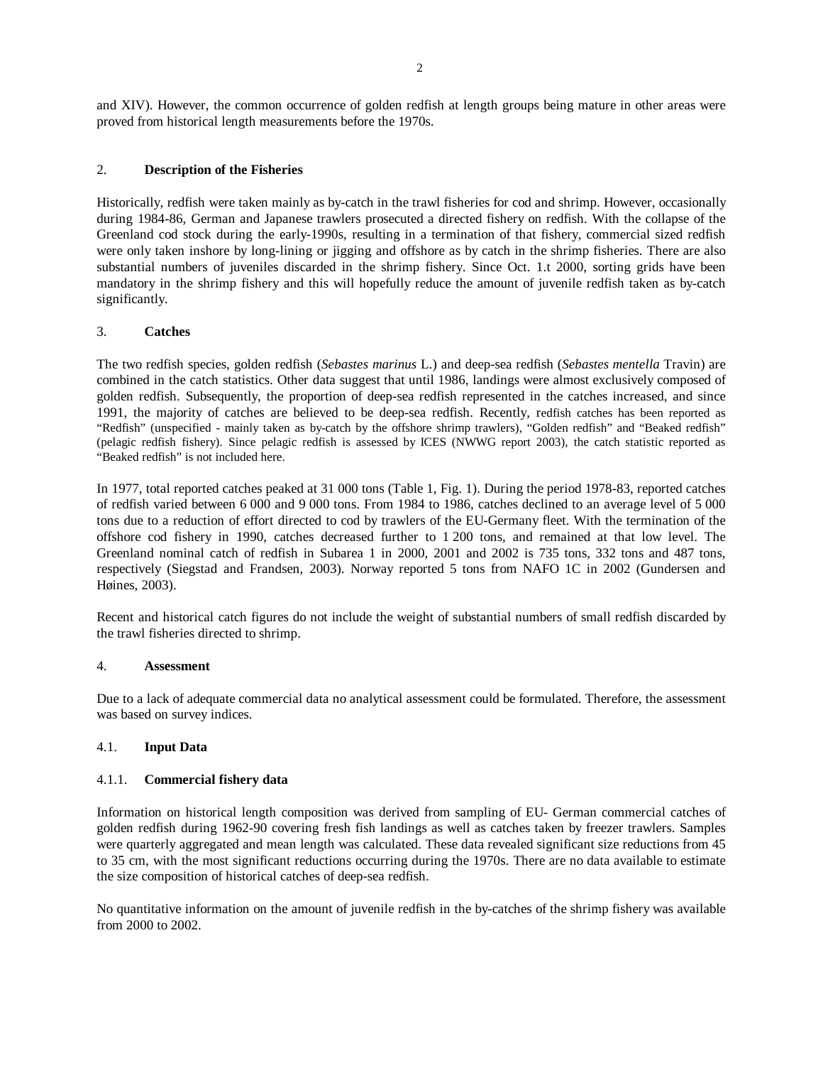and XIV). However, the common occurrence of golden redfish at length groups being mature in other areas were proved from historical length measurements before the 1970s.

## 2. Description of the Fisheries

Historically, redfish were taken mainly as by-catch in the trawl fisheries for cod and shrimp. However, occasionally during 1984-86, German and Japanese trawlers prosecuted a directed fishery on redfish. With the collapse of the Greenland cod stock during the early-1990s, resulting in a termination of that fishery, commercial sized redfish were only taken inshore by long-lining or jigging and offshore as by catch in the shrimp fisheries. There are also substantial numbers of juveniles discarded in the shrimp fishery. Since Oct. 1.t 2000, sorting grids have been mandatory in the shrimp fishery and this will hopefully reduce the amount of juvenile redfish taken as by-catch significantly.

## 3. Catches

The two redfish species, golden redfish (*Sebastes marinus* L.) and deep-sea redfish (*Sebastes mentella* Travin) are combined in the catch statistics. Other data suggest that until 1986, landings were almost exclusively composed of golden redfish. Subsequently, the proportion of deep-sea redfish represented in the catches increased, and since 1991, the majority of catches are believed to be deep-sea redfish. Recently, redfish catches has been reported as "Redfish" (unspecified - mainly taken as by-catch by the offshore shrimp trawlers), "Golden redfish" and "Beaked redfish" (pelagic redfish fishery). Since pelagic redfish is assessed by ICES (NWWG report 2003), the catch statistic reported as "Beaked redfish" is not included here.

In 1977, total reported catches peaked at 31 000 tons (Table 1, Fig. 1). During the period 1978-83, reported catches of redfish varied between 6 000 and 9 000 tons. From 1984 to 1986, catches declined to an average level of 5 000 tons due to a reduction of effort directed to cod by trawlers of the EU-Germany fleet. With the termination of the offshore cod fishery in 1990, catches decreased further to 1 200 tons, and remained at that low level. The Greenland nominal catch of redfish in Subarea 1 in 2000, 2001 and 2002 is 735 tons, 332 tons and 487 tons, respectively (Siegstad and Frandsen, 2003). Norway reported 5 tons from NAFO 1C in 2002 (Gundersen and Høines, 2003).

Recent and historical catch figures do not include the weight of substantial numbers of small redfish discarded by the trawl fisheries directed to shrimp.

## 4. Assessment

Due to a lack of adequate commercial data no analytical assessment could be formulated. Therefore, the assessment was based on survey indices.

### 4.1. Input Data

#### 4.1.1. Commercial fishery data

Information on historical length composition was derived from sampling of EU- German commercial catches of golden redfish during 1962-90 covering fresh fish landings as well as catches taken by freezer trawlers. Samples were quarterly aggregated and mean length was calculated. These data revealed significant size reductions from 45 to 35 cm, with the most significant reductions occurring during the 1970s. There are no data available to estimate the size composition of historical catches of deep-sea redfish.

No quantitative information on the amount of juvenile redfish in the by-catches of the shrimp fishery was available from 2000 to 2002.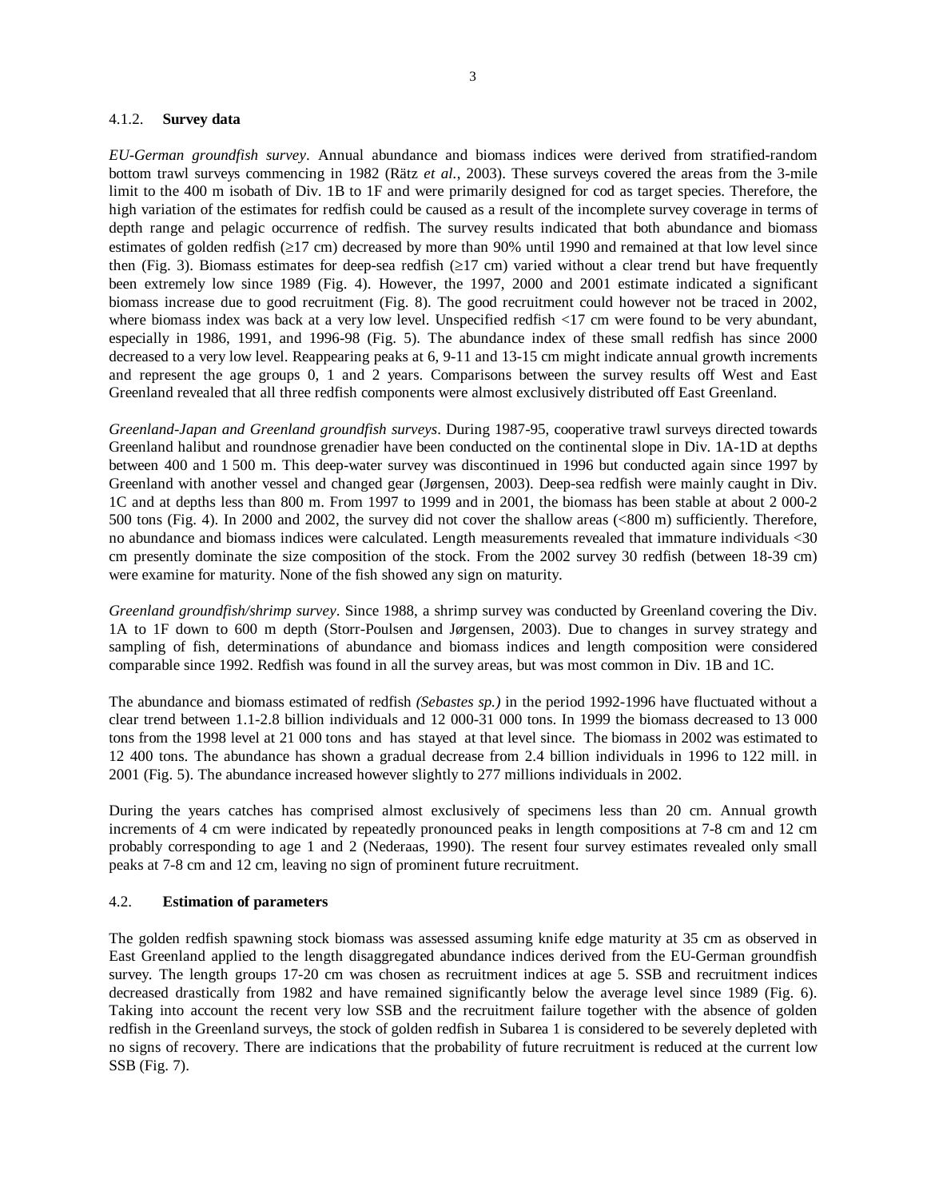#### 4.1.2. **Survey data**

*EU-German groundfish survey*. Annual abundance and biomass indices were derived from stratified-random bottom trawl surveys commencing in 1982 (Rätz *et al.*, 2003). These surveys covered the areas from the 3-mile limit to the 400 m isobath of Div. 1B to 1F and were primarily designed for cod as target species. Therefore, the high variation of the estimates for redfish could be caused as a result of the incomplete survey coverage in terms of depth range and pelagic occurrence of redfish. The survey results indicated that both abundance and biomass estimates of golden redfish (≥17 cm) decreased by more than 90% until 1990 and remained at that low level since then (Fig. 3). Biomass estimates for deep-sea redfish (≥17 cm) varied without a clear trend but have frequently been extremely low since 1989 (Fig. 4). However, the 1997, 2000 and 2001 estimate indicated a significant biomass increase due to good recruitment (Fig. 8). The good recruitment could however not be traced in 2002, where biomass index was back at a very low level. Unspecified redfish <17 cm were found to be very abundant, especially in 1986, 1991, and 1996-98 (Fig. 5). The abundance index of these small redfish has since 2000 decreased to a very low level. Reappearing peaks at 6, 9-11 and 13-15 cm might indicate annual growth increments and represent the age groups 0, 1 and 2 years. Comparisons between the survey results off West and East Greenland revealed that all three redfish components were almost exclusively distributed off East Greenland.

*Greenland-Japan and Greenland groundfish surveys*. During 1987-95, cooperative trawl surveys directed towards Greenland halibut and roundnose grenadier have been conducted on the continental slope in Div. 1A-1D at depths between 400 and 1 500 m. This deep-water survey was discontinued in 1996 but conducted again since 1997 by Greenland with another vessel and changed gear (Jørgensen, 2003). Deep-sea redfish were mainly caught in Div. 1C and at depths less than 800 m. From 1997 to 1999 and in 2001, the biomass has been stable at about 2 000-2 500 tons (Fig. 4). In 2000 and 2002, the survey did not cover the shallow areas (<800 m) sufficiently. Therefore, no abundance and biomass indices were calculated. Length measurements revealed that immature individuals <30 cm presently dominate the size composition of the stock. From the 2002 survey 30 redfish (between 18-39 cm) were examine for maturity. None of the fish showed any sign on maturity.

*Greenland groundfish/shrimp survey*. Since 1988, a shrimp survey was conducted by Greenland covering the Div. 1A to 1F down to 600 m depth (Storr-Poulsen and Jørgensen, 2003). Due to changes in survey strategy and sampling of fish, determinations of abundance and biomass indices and length composition were considered comparable since 1992. Redfish was found in all the survey areas, but was most common in Div. 1B and 1C.

The abundance and biomass estimated of redfish *(Sebastes sp.)* in the period 1992-1996 have fluctuated without a clear trend between 1.1-2.8 billion individuals and 12 000-31 000 tons. In 1999 the biomass decreased to 13 000 tons from the 1998 level at 21 000 tons and has stayed at that level since. The biomass in 2002 was estimated to 12 400 tons. The abundance has shown a gradual decrease from 2.4 billion individuals in 1996 to 122 mill. in 2001 (Fig. 5). The abundance increased however slightly to 277 millions individuals in 2002.

During the years catches has comprised almost exclusively of specimens less than 20 cm. Annual growth increments of 4 cm were indicated by repeatedly pronounced peaks in length compositions at 7-8 cm and 12 cm probably corresponding to age 1 and 2 (Nederaas, 1990). The resent four survey estimates revealed only small peaks at 7-8 cm and 12 cm, leaving no sign of prominent future recruitment.

### 4.2. **Estimation of parameters**

The golden redfish spawning stock biomass was assessed assuming knife edge maturity at 35 cm as observed in East Greenland applied to the length disaggregated abundance indices derived from the EU-German groundfish survey. The length groups 17-20 cm was chosen as recruitment indices at age 5. SSB and recruitment indices decreased drastically from 1982 and have remained significantly below the average level since 1989 (Fig. 6). Taking into account the recent very low SSB and the recruitment failure together with the absence of golden redfish in the Greenland surveys, the stock of golden redfish in Subarea 1 is considered to be severely depleted with no signs of recovery. There are indications that the probability of future recruitment is reduced at the current low SSB (Fig. 7).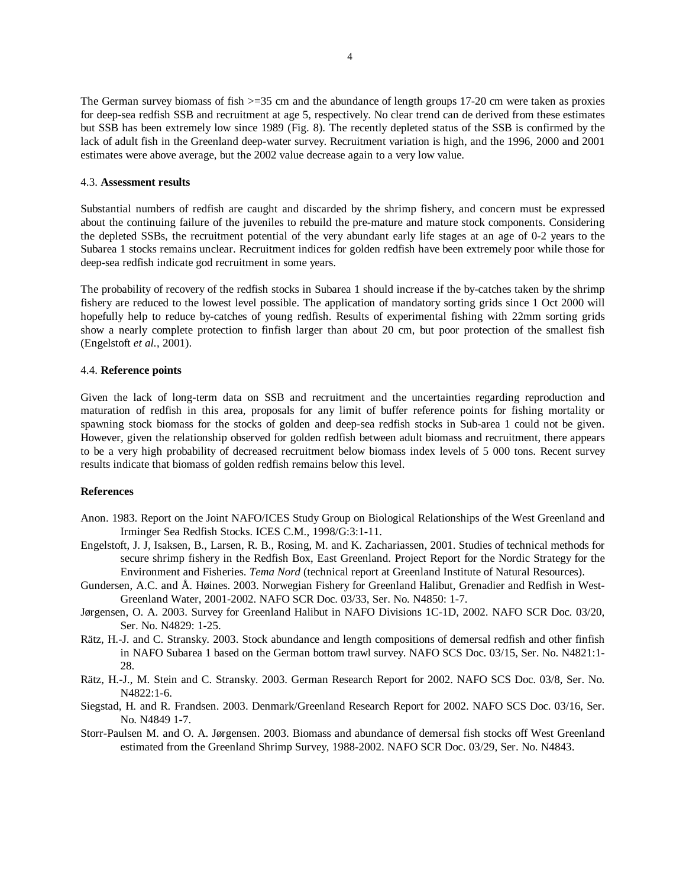The German survey biomass of fish >=35 cm and the abundance of length groups 17-20 cm were taken as proxies for deep-sea redfish SSB and recruitment at age 5, respectively. No clear trend can de derived from these estimates but SSB has been extremely low since 1989 (Fig. 8). The recently depleted status of the SSB is confirmed by the lack of adult fish in the Greenland deep-water survey. Recruitment variation is high, and the 1996, 2000 and 2001 estimates were above average, but the 2002 value decrease again to a very low value.

### 4.3. **Assessment results**

Substantial numbers of redfish are caught and discarded by the shrimp fishery, and concern must be expressed about the continuing failure of the juveniles to rebuild the pre-mature and mature stock components. Considering the depleted SSBs, the recruitment potential of the very abundant early life stages at an age of 0-2 years to the Subarea 1 stocks remains unclear. Recruitment indices for golden redfish have been extremely poor while those for deep-sea redfish indicate god recruitment in some years.

The probability of recovery of the redfish stocks in Subarea 1 should increase if the by-catches taken by the shrimp fishery are reduced to the lowest level possible. The application of mandatory sorting grids since 1 Oct 2000 will hopefully help to reduce by-catches of young redfish. Results of experimental fishing with 22mm sorting grids show a nearly complete protection to finfish larger than about 20 cm, but poor protection of the smallest fish (Engelstoft *et al.*, 2001).

### 4.4. **Reference points**

Given the lack of long-term data on SSB and recruitment and the uncertainties regarding reproduction and maturation of redfish in this area, proposals for any limit of buffer reference points for fishing mortality or spawning stock biomass for the stocks of golden and deep-sea redfish stocks in Sub-area 1 could not be given. However, given the relationship observed for golden redfish between adult biomass and recruitment, there appears to be a very high probability of decreased recruitment below biomass index levels of 5 000 tons. Recent survey results indicate that biomass of golden redfish remains below this level.

## **References**

Anon. 1983. Report on the Joint NAFO/ICES Study Group on Biological Relationships of the West Greenland and Irminger Sea Redfish Stocks. ICES C.M., 1998/G:3:1-11.

Engelstoft, J. J, Isaksen, B., Larsen, R. B., Rosing, M. and K. Zachariassen, 2001. Studies of technical methods for secure shrimp fishery in the Redfish Box, East Greenland. Project Report for the Nordic Strategy for the Environment and Fisheries. *Tema Nord* (technical report at Greenland Institute of Natural Resources).

Gundersen, A.C. and Å. Høines. 2003. Norwegian Fishery for Greenland Halibut, Grenadier and Redfish in West-Greenland Water, 2001-2002. NAFO SCR Doc. 03/33, Ser. No. N4850: 1-7.

Jørgensen, O. A. 2003. Survey for Greenland Halibut in NAFO Divisions 1C-1D, 2002. NAFO SCR Doc. 03/20, Ser. No. N4829: 1-25.

Rätz, H.-J. and C. Stransky. 2003. Stock abundance and length compositions of demersal redfish and other finfish in NAFO Subarea 1 based on the German bottom trawl survey. NAFO SCS Doc. 03/15, Ser. No. N4821:1-28.

Rätz, H.-J., M. Stein and C. Stransky. 2003. German Research Report for 2002. NAFO SCS Doc. 03/8, Ser. No. N4822:1-6.

Siegstad, H. and R. Frandsen. 2003. Denmark/Greenland Research Report for 2002. NAFO SCS Doc. 03/16, Ser. No. N4849 1-7.

Storr-Paulsen M. and O. A. Jørgensen. 2003. Biomass and abundance of demersal fish stocks off West Greenland estimated from the Greenland Shrimp Survey, 1988-2002. NAFO SCR Doc. 03/29, Ser. No. N4843.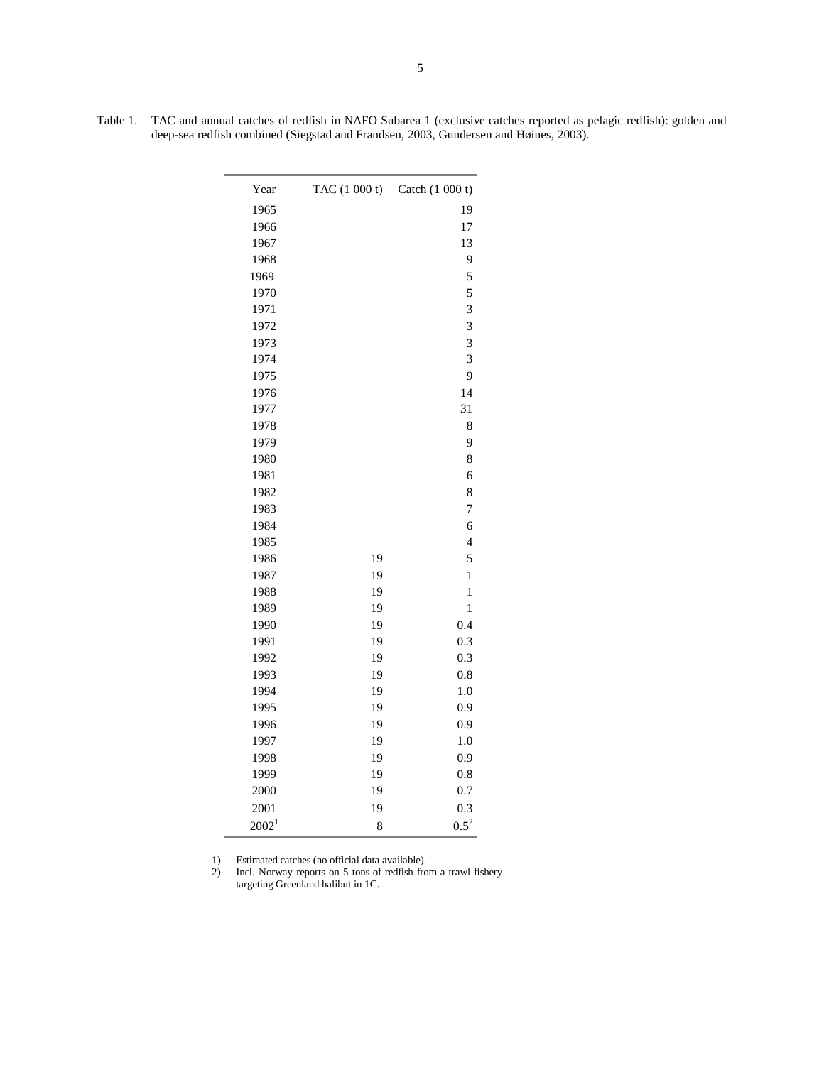Table 1. TAC and annual catches of redfish in NAFO Subarea 1 (exclusive catches reported as pelagic redfish): golden and deep-sea redfish combined (Siegstad and Frandsen, 2003, Gundersen and Høines, 2003).

| Year | TAC (1 000 t) | Catch (1 000 t) |
|---|---|---|
| 1965 | | 19 |
| 1966 | | 17 |
| 1967 | | 13 |
| 1968 | | 9 |
| 1969 | | 5 |
| 1970 | | 5 |
| 1971 | | 3 |
| 1972 | | 3 |
| 1973 | | 3 |
| 1974 | | 3 |
| 1975 | | 9 |
| 1976 | | 14 |
| 1977 | | 31 |
| 1978 | | 8 |
| 1979 | | 9 |
| 1980 | | 8 |
| 1981 | | 6 |
| 1982 | | 8 |
| 1983 | | 7 |
| 1984 | | 6 |
| 1985 | | 4 |
| 1986 | 19 | 5 |
| 1987 | 19 | 1 |
| 1988 | 19 | 1 |
| 1989 | 19 | 1 |
| 1990 | 19 | 0.4 |
| 1991 | 19 | 0.3 |
| 1992 | 19 | 0.3 |
| 1993 | 19 | 0.8 |
| 1994 | 19 | 1.0 |
| 1995 | 19 | 0.9 |
| 1996 | 19 | 0.9 |
| 1997 | 19 | 1.0 |
| 1998 | 19 | 0.9 |
| 1999 | 19 | 0.8 |
| 2000 | 19 | 0.7 |
| 2001 | 19 | 0.3 |
| 2002[1] | 8 | 0.5[2] |

1) Estimated catches (no official data available).
2) Incl. Norway reports on 5 tons of redfish from a trawl fishery targeting Greenland halibut in 1C.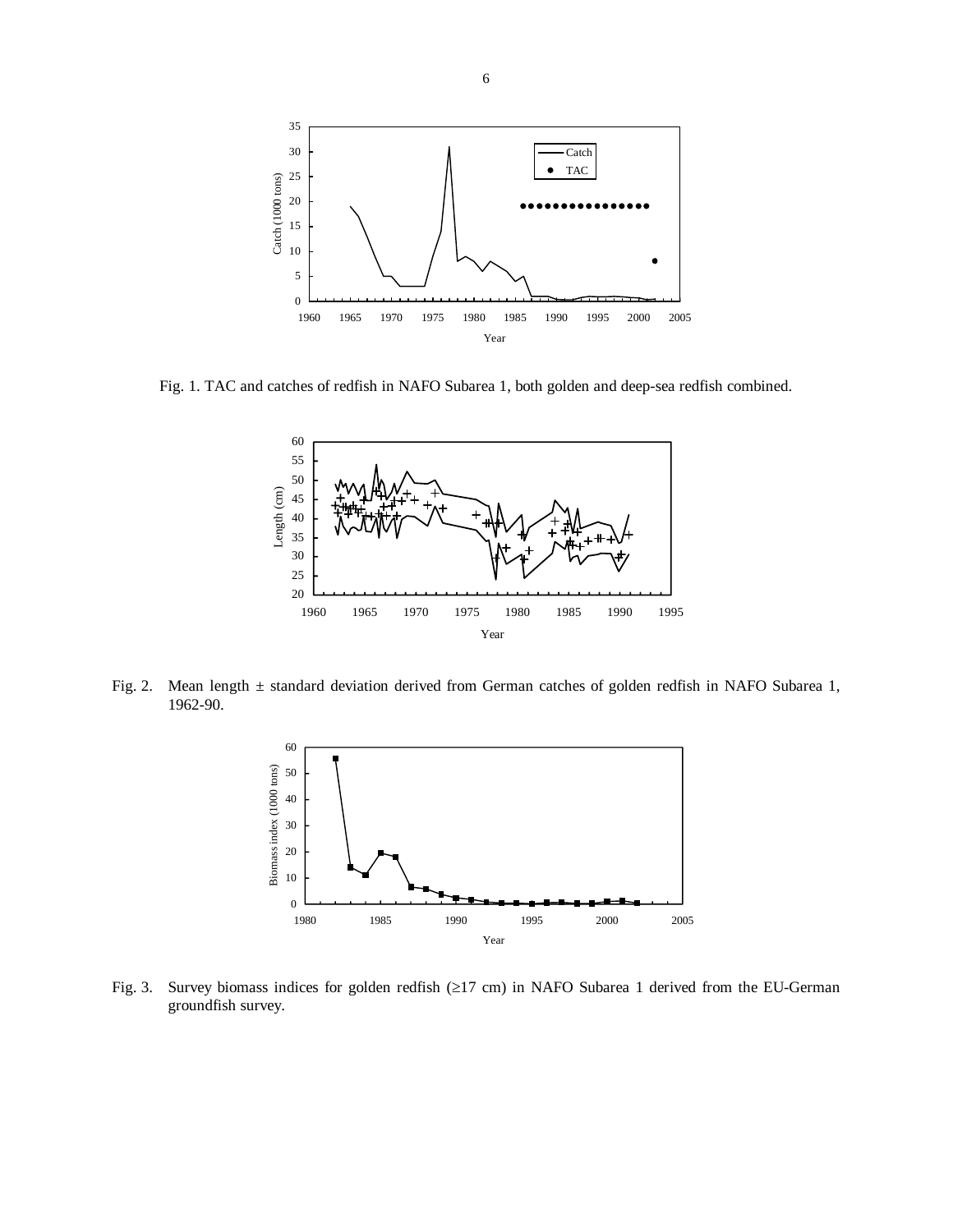Fig. 1. TAC and catches of redfish in NAFO Subarea 1, both golden and deep-sea redfish combined.

Fig. 2. Mean length ± standard deviation derived from German catches of golden redfish in NAFO Subarea 1, 1962-90.

Fig. 3. Survey biomass indices for golden redfish (≥17 cm) in NAFO Subarea 1 derived from the EU-German groundfish survey.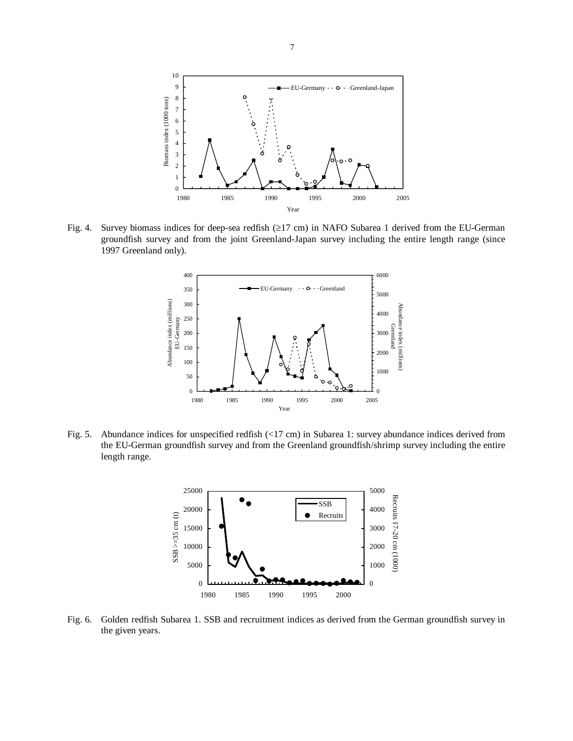Fig. 4. Survey biomass indices for deep-sea redfish (≥17 cm) in NAFO Subarea 1 derived from the EU-German groundfish survey and from the joint Greenland-Japan survey including the entire length range (since 1997 Greenland only).

Fig. 5. Abundance indices for unspecified redfish (<17 cm) in Subarea 1: survey abundance indices derived from the EU-German groundfish survey and from the Greenland groundfish/shrimp survey including the entire length range.

Fig. 6. Golden redfish Subarea 1. SSB and recruitment indices as derived from the German groundfish survey in the given years.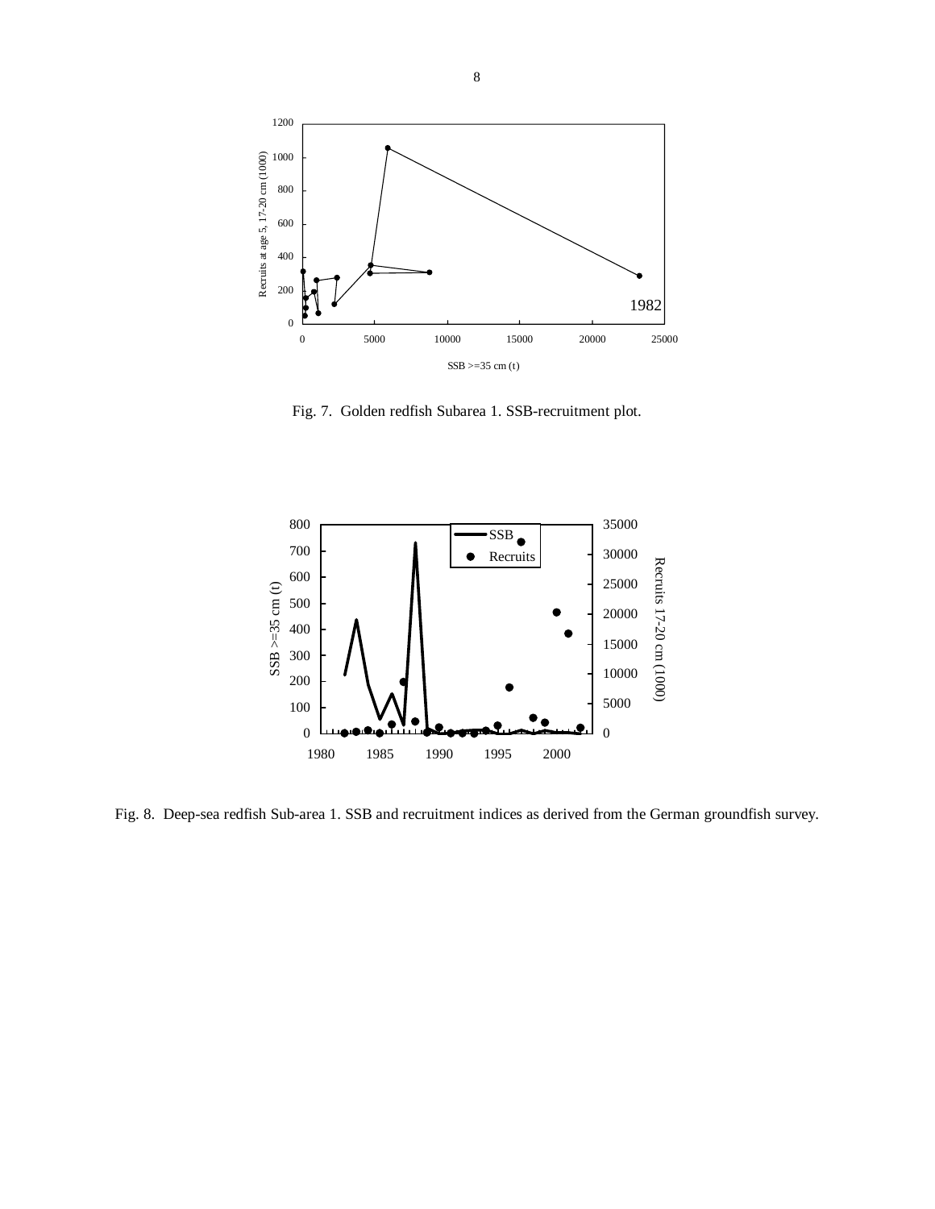Recruits at age 5, 17-20 cm (1000)

1200
1000
800
600
400
200
0

0
5000
10000
15000
20000
25000

SSB >=35 cm (t)

1982

Fig. 7. Golden redfish Subarea 1. SSB-recruitment plot.

SSB >=35 cm (t)

800
700
600
500
400
300
200
100
0

1980
1985
1990
1995
2000

SSB
Recruits

Recruits 17-20 cm (1000)

35000
30000
25000
20000
15000
10000
5000
0

Fig. 8. Deep-sea redfish Sub-area 1. SSB and recruitment indices as derived from the German groundfish survey.